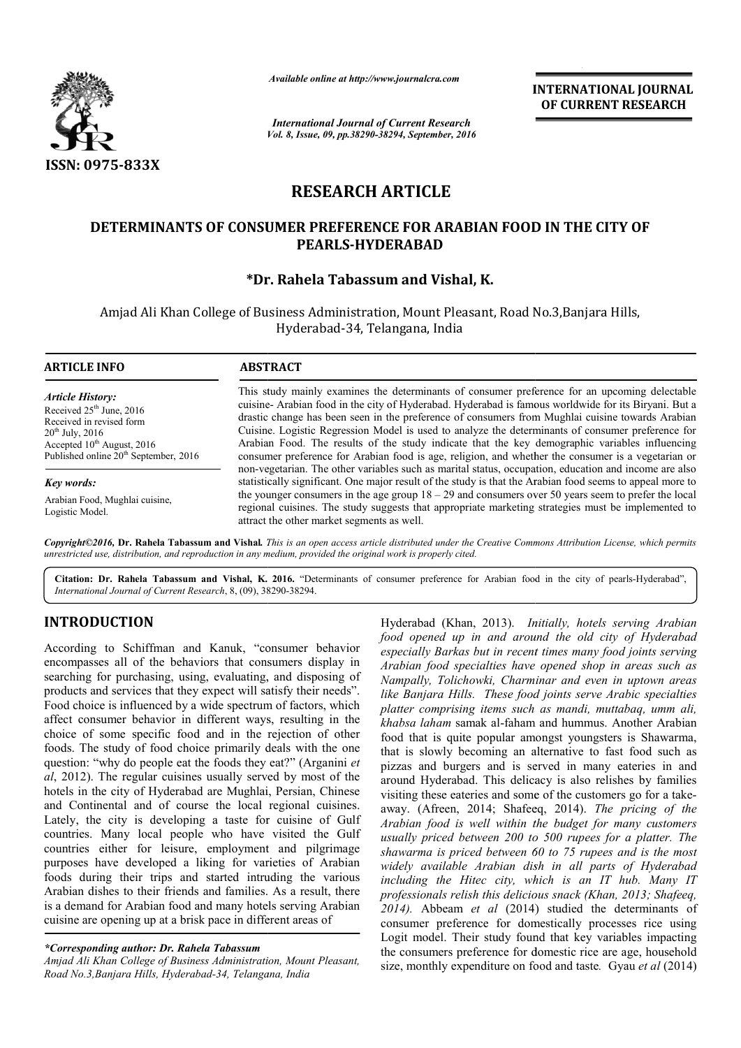ISSN: 0975-833X

*Available online at http://www.journalcra.com*

*International Journal of Current Research*
*Vol. 8, Issue, 09, pp.38290-38294, September, 2016*

**INTERNATIONAL JOURNAL OF CURRENT RESEARCH**

# RESEARCH ARTICLE

## DETERMINANTS OF CONSUMER PREFERENCE FOR ARABIAN FOOD IN THE CITY OF PEARLS-HYDERABAD

**\*Dr. Rahela Tabassum and Vishal, K.**

Amjad Ali Khan College of Business Administration, Mount Pleasant, Road No.3,Banjara Hills, Hyderabad-34, Telangana, India

**ARTICLE INFO**

*Article History:*

Received 25th June, 2016
Received in revised form 20th July, 2016
Accepted 10th August, 2016
Published online 20th September, 2016

*Key words:*

Arabian Food, Mughlai cuisine, Logistic Model.

**ABSTRACT**

This study mainly examines the determinants of consumer preference for an upcoming delectable cuisine- Arabian food in the city of Hyderabad. Hyderabad is famous worldwide for its Biryani. But a drastic change has been seen in the preference of consumers from Mughlai cuisine towards Arabian Cuisine. Logistic Regression Model is used to analyze the determinants of consumer preference for Arabian Food. The results of the study indicate that the key demographic variables influencing consumer preference for Arabian food is age, religion, and whether the consumer is a vegetarian or non-vegetarian. The other variables such as marital status, occupation, education and income are also statistically significant. One major result of the study is that the Arabian food seems to appeal more to the younger consumers in the age group 18 – 29 and consumers over 50 years seem to prefer the local regional cuisines. The study suggests that appropriate marketing strategies must be implemented to attract the other market segments as well.

***Copyright©2016, Dr. Rahela Tabassum and Vishal.*** *This is an open access article distributed under the Creative Commons Attribution License, which permits unrestricted use, distribution, and reproduction in any medium, provided the original work is properly cited.*

**Citation: Dr. Rahela Tabassum and Vishal, K. 2016.** "Determinants of consumer preference for Arabian food in the city of pearls-Hyderabad", *International Journal of Current Research*, 8, (09), 38290-38294.

# INTRODUCTION

According to Schiffman and Kanuk, "consumer behavior encompasses all of the behaviors that consumers display in searching for purchasing, using, evaluating, and disposing of products and services that they expect will satisfy their needs". Food choice is influenced by a wide spectrum of factors, which affect consumer behavior in different ways, resulting in the choice of some specific food and in the rejection of other foods. The study of food choice primarily deals with the one question: "why do people eat the foods they eat?" (Arganini *et al*, 2012). The regular cuisines usually served by most of the hotels in the city of Hyderabad are Mughlai, Persian, Chinese and Continental and of course the local regional cuisines. Lately, the city is developing a taste for cuisine of Gulf countries. Many local people who have visited the Gulf countries either for leisure, employment and pilgrimage purposes have developed a liking for varieties of Arabian foods during their trips and started intruding the various Arabian dishes to their friends and families. As a result, there is a demand for Arabian food and many hotels serving Arabian cuisine are opening up at a brisk pace in different areas of Hyderabad (Khan, 2013). *Initially, hotels serving Arabian food opened up in and around the old city of Hyderabad especially Barkas but in recent times many food joints serving Arabian food specialties have opened shop in areas such as Nampally, Tolichowki, Charminar and even in uptown areas like Banjara Hills. These food joints serve Arabic specialties platter comprising items such as mandi, muttabaq, umm ali, khabsa laham* samak al-faham and hummus. Another Arabian food that is quite popular amongst youngsters is Shawarma, that is slowly becoming an alternative to fast food such as pizzas and burgers and is served in many eateries in and around Hyderabad. This delicacy is also relishes by families visiting these eateries and some of the customers go for a take-away. (Afreen, 2014; Shafeeq, 2014). *The pricing of the Arabian food is well within the budget for many customers usually priced between 200 to 500 rupees for a platter. The shawarma is priced between 60 to 75 rupees and is the most widely available Arabian dish in all parts of Hyderabad including the Hitec city, which is an IT hub. Many IT professionals relish this delicious snack (Khan, 2013; Shafeeq, 2014).* Abbeam *et al* (2014) studied the determinants of consumer preference for domestically processes rice using Logit model. Their study found that key variables impacting the consumers preference for domestic rice are age, household size, monthly expenditure on food and taste. Gyau *et al* (2014)

*\*Corresponding author: Dr. Rahela Tabassum*
*Amjad Ali Khan College of Business Administration, Mount Pleasant, Road No.3,Banjara Hills, Hyderabad-34, Telangana, India*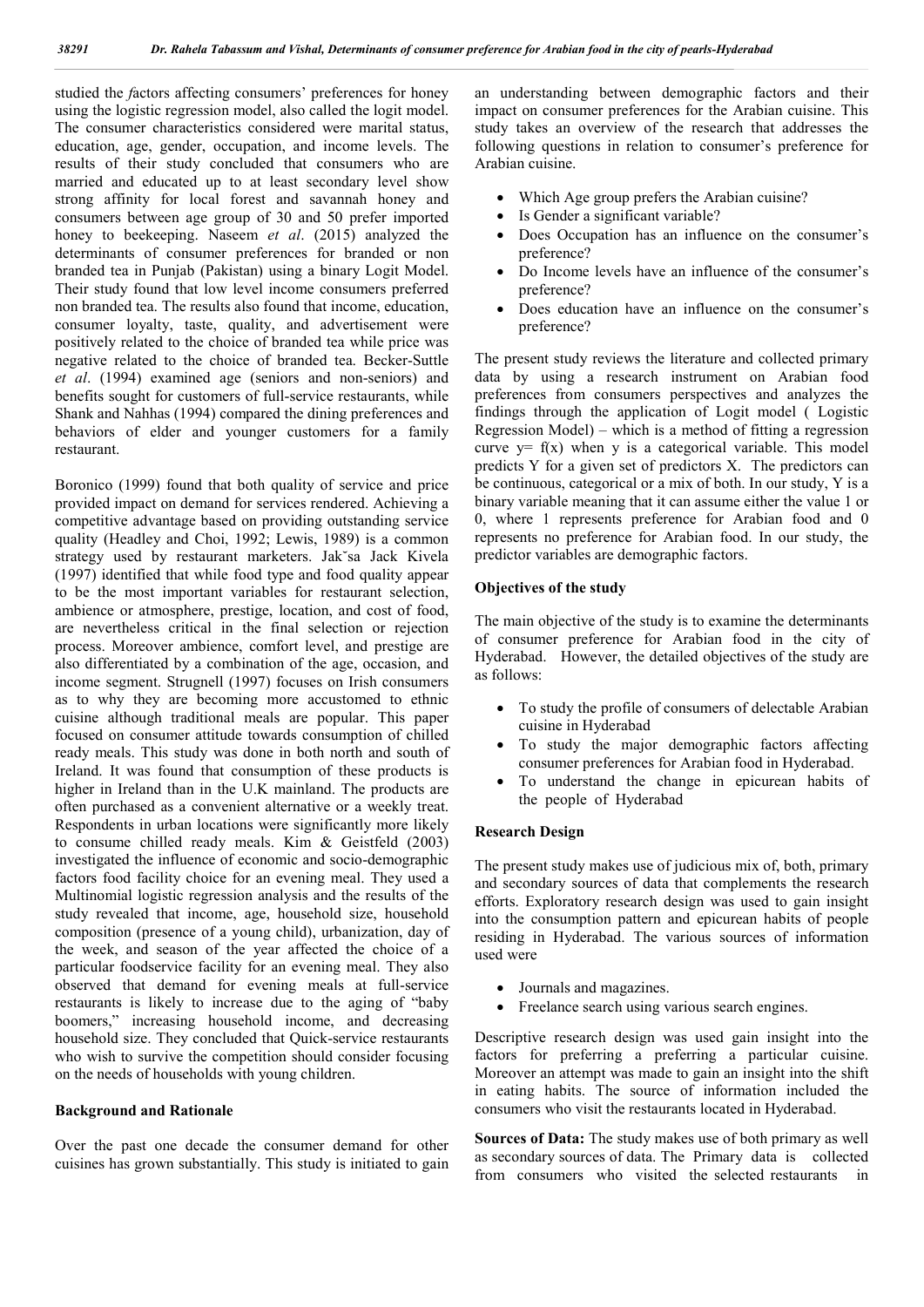studied the *f*actors affecting consumers' preferences for honey using the logistic regression model, also called the logit model. The consumer characteristics considered were marital status, education, age, gender, occupation, and income levels. The results of their study concluded that consumers who are married and educated up to at least secondary level show strong affinity for local forest and savannah honey and consumers between age group of 30 and 50 prefer imported honey to beekeeping. Naseem *et al*. (2015) analyzed the determinants of consumer preferences for branded or non branded tea in Punjab (Pakistan) using a binary Logit Model. Their study found that low level income consumers preferred non branded tea. The results also found that income, education, consumer loyalty, taste, quality, and advertisement were positively related to the choice of branded tea while price was negative related to the choice of branded tea. Becker-Suttle *et al*. (1994) examined age (seniors and non-seniors) and benefits sought for customers of full-service restaurants, while Shank and Nahhas (1994) compared the dining preferences and behaviors of elder and younger customers for a family restaurant.

Boronico (1999) found that both quality of service and price provided impact on demand for services rendered. Achieving a competitive advantage based on providing outstanding service quality (Headley and Choi, 1992; Lewis, 1989) is a common strategy used by restaurant marketers. Jak˘sa Jack Kivela (1997) identified that while food type and food quality appear to be the most important variables for restaurant selection, ambience or atmosphere, prestige, location, and cost of food, are nevertheless critical in the final selection or rejection process. Moreover ambience, comfort level, and prestige are also differentiated by a combination of the age, occasion, and income segment. Strugnell (1997) focuses on Irish consumers as to why they are becoming more accustomed to ethnic cuisine although traditional meals are popular. This paper focused on consumer attitude towards consumption of chilled ready meals. This study was done in both north and south of Ireland. It was found that consumption of these products is higher in Ireland than in the U.K mainland. The products are often purchased as a convenient alternative or a weekly treat. Respondents in urban locations were significantly more likely to consume chilled ready meals. Kim & Geistfeld (2003) investigated the influence of economic and socio-demographic factors food facility choice for an evening meal. They used a Multinomial logistic regression analysis and the results of the study revealed that income, age, household size, household composition (presence of a young child), urbanization, day of the week, and season of the year affected the choice of a particular foodservice facility for an evening meal. They also observed that demand for evening meals at full-service restaurants is likely to increase due to the aging of "baby boomers," increasing household income, and decreasing household size. They concluded that Quick-service restaurants who wish to survive the competition should consider focusing on the needs of households with young children.

## Background and Rationale

Over the past one decade the consumer demand for other cuisines has grown substantially. This study is initiated to gain an understanding between demographic factors and their impact on consumer preferences for the Arabian cuisine. This study takes an overview of the research that addresses the following questions in relation to consumer's preference for Arabian cuisine.

- Which Age group prefers the Arabian cuisine?
- Is Gender a significant variable?
- Does Occupation has an influence on the consumer's preference?
- Do Income levels have an influence of the consumer's preference?
- Does education have an influence on the consumer's preference?

The present study reviews the literature and collected primary data by using a research instrument on Arabian food preferences from consumers perspectives and analyzes the findings through the application of Logit model ( Logistic Regression Model) – which is a method of fitting a regression curve $y= f(x)$ when y is a categorical variable. This model predicts Y for a given set of predictors X. The predictors can be continuous, categorical or a mix of both. In our study, Y is a binary variable meaning that it can assume either the value 1 or 0, where 1 represents preference for Arabian food and 0 represents no preference for Arabian food. In our study, the predictor variables are demographic factors.

## Objectives of the study

The main objective of the study is to examine the determinants of consumer preference for Arabian food in the city of Hyderabad. However, the detailed objectives of the study are as follows:

- To study the profile of consumers of delectable Arabian cuisine in Hyderabad
- To study the major demographic factors affecting consumer preferences for Arabian food in Hyderabad.
- To understand the change in epicurean habits of the people of Hyderabad

## Research Design

The present study makes use of judicious mix of, both, primary and secondary sources of data that complements the research efforts. Exploratory research design was used to gain insight into the consumption pattern and epicurean habits of people residing in Hyderabad. The various sources of information used were

- Journals and magazines.
- Freelance search using various search engines.

Descriptive research design was used gain insight into the factors for preferring a preferring a particular cuisine. Moreover an attempt was made to gain an insight into the shift in eating habits. The source of information included the consumers who visit the restaurants located in Hyderabad.

**Sources of Data:** The study makes use of both primary as well as secondary sources of data. The Primary data is collected from consumers who visited the selected restaurants in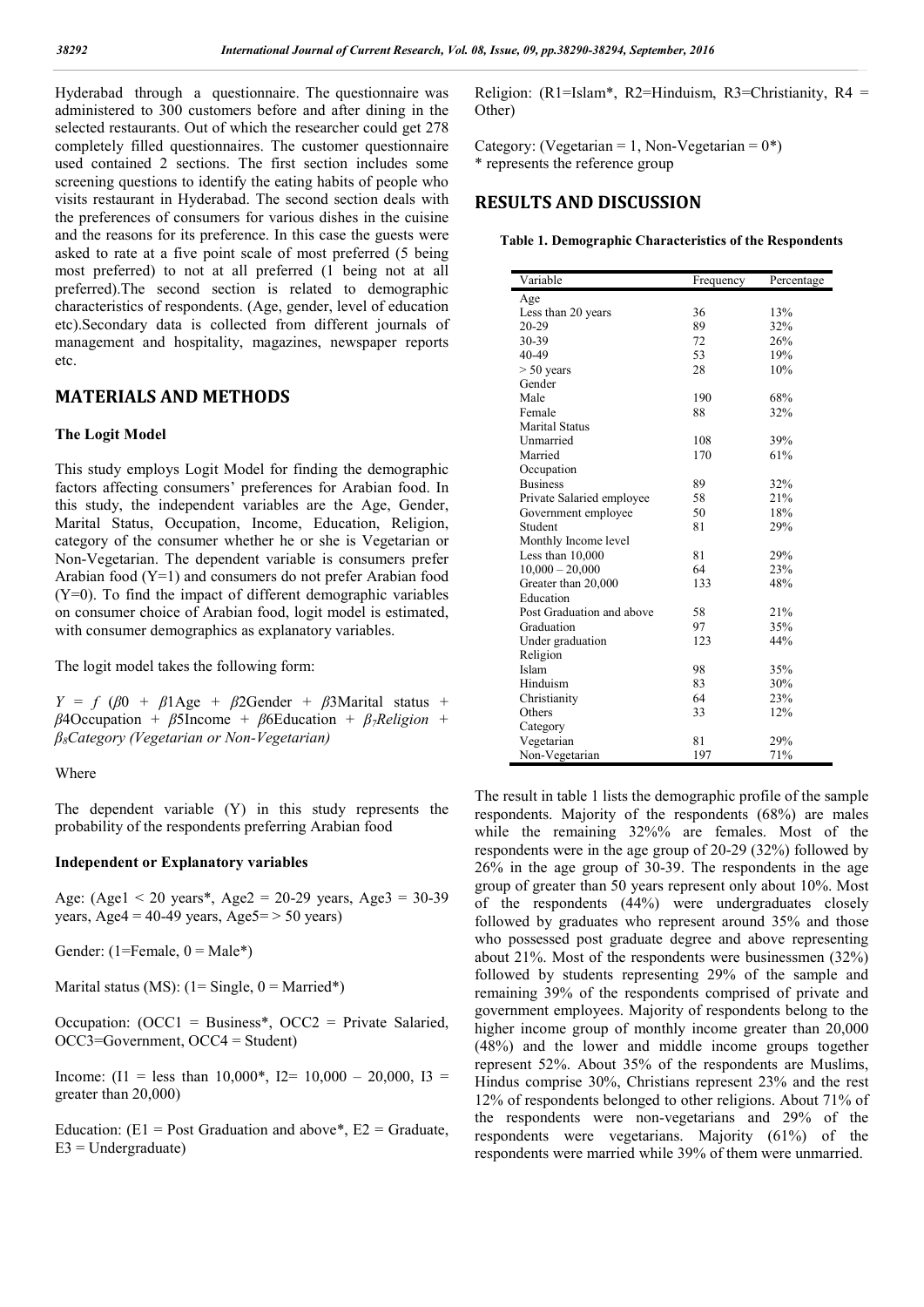Hyderabad through a questionnaire. The questionnaire was administered to 300 customers before and after dining in the selected restaurants. Out of which the researcher could get 278 completely filled questionnaires. The customer questionnaire used contained 2 sections. The first section includes some screening questions to identify the eating habits of people who visits restaurant in Hyderabad. The second section deals with the preferences of consumers for various dishes in the cuisine and the reasons for its preference. In this case the guests were asked to rate at a five point scale of most preferred (5 being most preferred) to not at all preferred (1 being not at all preferred).The second section is related to demographic characteristics of respondents. (Age, gender, level of education etc).Secondary data is collected from different journals of management and hospitality, magazines, newspaper reports etc.

## MATERIALS AND METHODS

### The Logit Model

This study employs Logit Model for finding the demographic factors affecting consumers' preferences for Arabian food. In this study, the independent variables are the Age, Gender, Marital Status, Occupation, Income, Education, Religion, category of the consumer whether he or she is Vegetarian or Non-Vegetarian. The dependent variable is consumers prefer Arabian food (Y=1) and consumers do not prefer Arabian food (Y=0). To find the impact of different demographic variables on consumer choice of Arabian food, logit model is estimated, with consumer demographics as explanatory variables.

The logit model takes the following form:

$Y = f\ (\beta 0 + \beta 1\text{Age} + \beta 2\text{Gender} + \beta 3\text{Marital status} + \beta 4\text{Occupation} + \beta 5\text{Income} + \beta 6\text{Education} + \beta_7 \textit{Religion} + \beta_8 \textit{Category (Vegetarian or Non-Vegetarian)}$

Where

The dependent variable (Y) in this study represents the probability of the respondents preferring Arabian food

### Independent or Explanatory variables

Age: (Age1 < 20 years*, Age2 = 20-29 years, Age3 = 30-39 years, Age4 = 40-49 years, Age5= > 50 years)

Gender: (1=Female, 0 = Male*)

Marital status (MS): (1= Single, 0 = Married*)

Occupation: (OCC1 = Business*, OCC2 = Private Salaried, OCC3=Government, OCC4 = Student)

Income: (I1 = less than 10,000*, I2= 10,000 – 20,000, I3 = greater than 20,000)

Education: (E1 = Post Graduation and above*, E2 = Graduate, E3 = Undergraduate)

Religion: (R1=Islam*, R2=Hinduism, R3=Christianity, R4 = Other)

Category: (Vegetarian = 1, Non-Vegetarian = 0*)
* represents the reference group

## RESULTS AND DISCUSSION

**Table 1. Demographic Characteristics of the Respondents**

| Variable | Frequency | Percentage |
|---|---|---|
| Age | | |
| Less than 20 years | 36 | 13% |
| 20-29 | 89 | 32% |
| 30-39 | 72 | 26% |
| 40-49 | 53 | 19% |
| > 50 years | 28 | 10% |
| Gender | | |
| Male | 190 | 68% |
| Female | 88 | 32% |
| Marital Status | | |
| Unmarried | 108 | 39% |
| Married | 170 | 61% |
| Occupation | | |
| Business | 89 | 32% |
| Private Salaried employee | 58 | 21% |
| Government employee | 50 | 18% |
| Student | 81 | 29% |
| Monthly Income level | | |
| Less than 10,000 | 81 | 29% |
| 10,000 – 20,000 | 64 | 23% |
| Greater than 20,000 | 133 | 48% |
| Education | | |
| Post Graduation and above | 58 | 21% |
| Graduation | 97 | 35% |
| Under graduation | 123 | 44% |
| Religion | | |
| Islam | 98 | 35% |
| Hinduism | 83 | 30% |
| Christianity | 64 | 23% |
| Others | 33 | 12% |
| Category | | |
| Vegetarian | 81 | 29% |
| Non-Vegetarian | 197 | 71% |

The result in table 1 lists the demographic profile of the sample respondents. Majority of the respondents (68%) are males while the remaining 32%% are females. Most of the respondents were in the age group of 20-29 (32%) followed by 26% in the age group of 30-39. The respondents in the age group of greater than 50 years represent only about 10%. Most of the respondents (44%) were undergraduates closely followed by graduates who represent around 35% and those who possessed post graduate degree and above representing about 21%. Most of the respondents were businessmen (32%) followed by students representing 29% of the sample and remaining 39% of the respondents comprised of private and government employees. Majority of respondents belong to the higher income group of monthly income greater than 20,000 (48%) and the lower and middle income groups together represent 52%. About 35% of the respondents are Muslims, Hindus comprise 30%, Christians represent 23% and the rest 12% of respondents belonged to other religions. About 71% of the respondents were non-vegetarians and 29% of the respondents were vegetarians. Majority (61%) of the respondents were married while 39% of them were unmarried.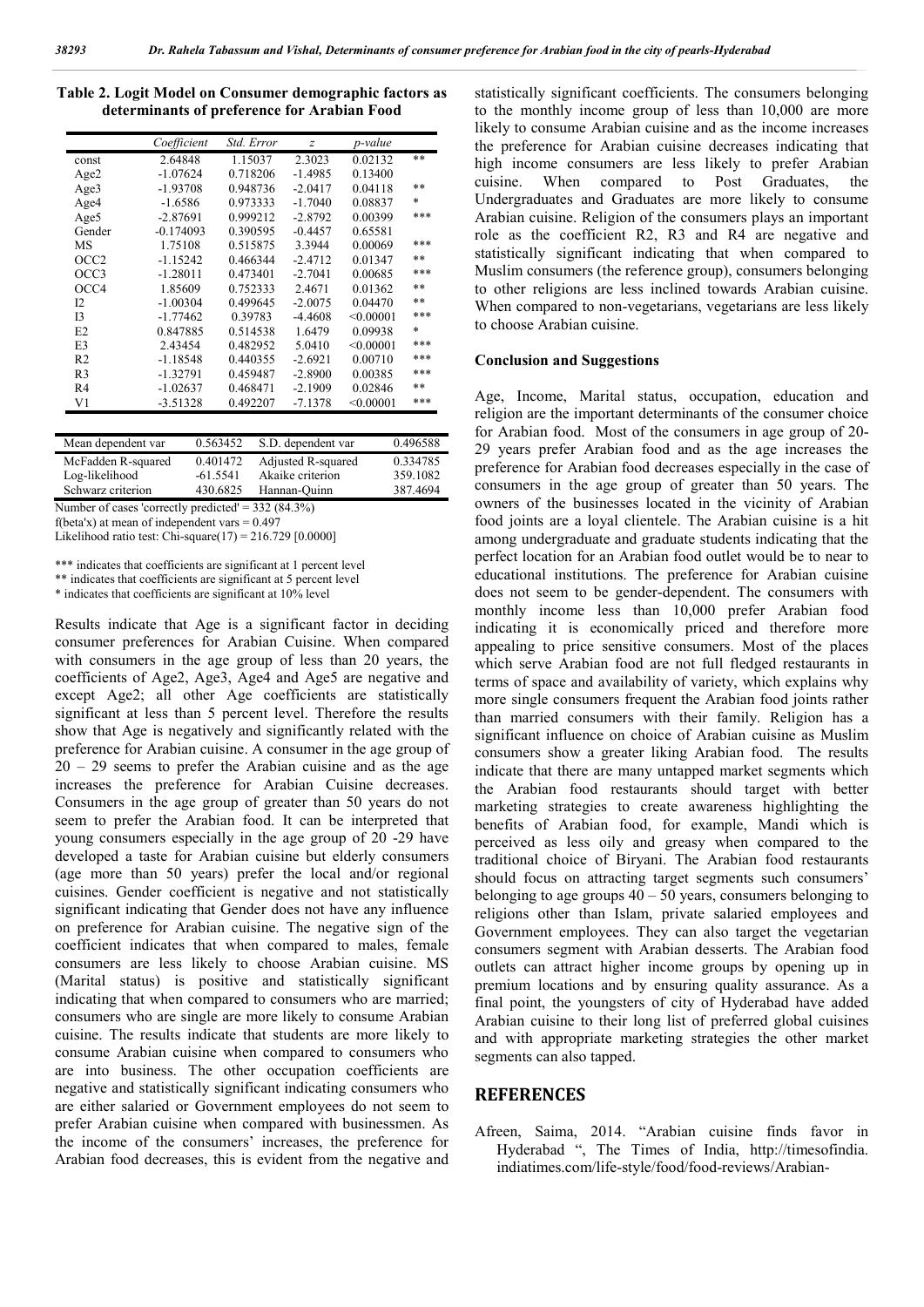**Table 2. Logit Model on Consumer demographic factors as determinants of preference for Arabian Food**

| | *Coefficient* | *Std. Error* | *z* | *p-value* | |
|---|---|---|---|---|---|
| const | 2.64848 | 1.15037 | 2.3023 | 0.02132 | ** |
| Age2 | -1.07624 | 0.718206 | -1.4985 | 0.13400 | |
| Age3 | -1.93708 | 0.948736 | -2.0417 | 0.04118 | ** |
| Age4 | -1.6586 | 0.973333 | -1.7040 | 0.08837 | * |
| Age5 | -2.87691 | 0.999212 | -2.8792 | 0.00399 | *** |
| Gender | -0.174093 | 0.390595 | -0.4457 | 0.65581 | |
| MS | 1.75108 | 0.515875 | 3.3944 | 0.00069 | *** |
| OCC2 | -1.15242 | 0.466344 | -2.4712 | 0.01347 | ** |
| OCC3 | -1.28011 | 0.473401 | -2.7041 | 0.00685 | *** |
| OCC4 | 1.85609 | 0.752333 | 2.4671 | 0.01362 | ** |
| I2 | -1.00304 | 0.499645 | -2.0075 | 0.04470 | ** |
| I3 | -1.77462 | 0.39783 | -4.4608 | <0.00001 | *** |
| E2 | 0.847885 | 0.514538 | 1.6479 | 0.09938 | * |
| E3 | 2.43454 | 0.482952 | 5.0410 | <0.00001 | *** |
| R2 | -1.18548 | 0.440355 | -2.6921 | 0.00710 | *** |
| R3 | -1.32791 | 0.459487 | -2.8900 | 0.00385 | *** |
| R4 | -1.02637 | 0.468471 | -2.1909 | 0.02846 | ** |
| V1 | -3.51328 | 0.492207 | -7.1378 | <0.00001 | *** |

| | | | |
|---|---|---|---|
| Mean dependent var | 0.563452 | S.D. dependent var | 0.496588 |
| McFadden R-squared | 0.401472 | Adjusted R-squared | 0.334785 |
| Log-likelihood | -61.5541 | Akaike criterion | 359.1082 |
| Schwarz criterion | 430.6825 | Hannan-Quinn | 387.4694 |

Number of cases 'correctly predicted' = 332 (84.3%)

f(beta'x) at mean of independent vars = 0.497

Likelihood ratio test: Chi-square(17) = 216.729 [0.0000]

*** indicates that coefficients are significant at 1 percent level

** indicates that coefficients are significant at 5 percent level

* indicates that coefficients are significant at 10% level

Results indicate that Age is a significant factor in deciding consumer preferences for Arabian Cuisine. When compared with consumers in the age group of less than 20 years, the coefficients of Age2, Age3, Age4 and Age5 are negative and except Age2; all other Age coefficients are statistically significant at less than 5 percent level. Therefore the results show that Age is negatively and significantly related with the preference for Arabian cuisine. A consumer in the age group of 20 – 29 seems to prefer the Arabian cuisine and as the age increases the preference for Arabian Cuisine decreases. Consumers in the age group of greater than 50 years do not seem to prefer the Arabian food. It can be interpreted that young consumers especially in the age group of 20 -29 have developed a taste for Arabian cuisine but elderly consumers (age more than 50 years) prefer the local and/or regional cuisines. Gender coefficient is negative and not statistically significant indicating that Gender does not have any influence on preference for Arabian cuisine. The negative sign of the coefficient indicates that when compared to males, female consumers are less likely to choose Arabian cuisine. MS (Marital status) is positive and statistically significant indicating that when compared to consumers who are married; consumers who are single are more likely to consume Arabian cuisine. The results indicate that students are more likely to consume Arabian cuisine when compared to consumers who are into business. The other occupation coefficients are negative and statistically significant indicating consumers who are either salaried or Government employees do not seem to prefer Arabian cuisine when compared with businessmen. As the income of the consumers' increases, the preference for Arabian food decreases, this is evident from the negative and statistically significant coefficients. The consumers belonging to the monthly income group of less than 10,000 are more likely to consume Arabian cuisine and as the income increases the preference for Arabian cuisine decreases indicating that high income consumers are less likely to prefer Arabian cuisine. When compared to Post Graduates, the Undergraduates and Graduates are more likely to consume Arabian cuisine. Religion of the consumers plays an important role as the coefficient R2, R3 and R4 are negative and statistically significant indicating that when compared to Muslim consumers (the reference group), consumers belonging to other religions are less inclined towards Arabian cuisine. When compared to non-vegetarians, vegetarians are less likely to choose Arabian cuisine.

### Conclusion and Suggestions

Age, Income, Marital status, occupation, education and religion are the important determinants of the consumer choice for Arabian food. Most of the consumers in age group of 20-29 years prefer Arabian food and as the age increases the preference for Arabian food decreases especially in the case of consumers in the age group of greater than 50 years. The owners of the businesses located in the vicinity of Arabian food joints are a loyal clientele. The Arabian cuisine is a hit among undergraduate and graduate students indicating that the perfect location for an Arabian food outlet would be to near to educational institutions. The preference for Arabian cuisine does not seem to be gender-dependent. The consumers with monthly income less than 10,000 prefer Arabian food indicating it is economically priced and therefore more appealing to price sensitive consumers. Most of the places which serve Arabian food are not full fledged restaurants in terms of space and availability of variety, which explains why more single consumers frequent the Arabian food joints rather than married consumers with their family. Religion has a significant influence on choice of Arabian cuisine as Muslim consumers show a greater liking Arabian food. The results indicate that there are many untapped market segments which the Arabian food restaurants should target with better marketing strategies to create awareness highlighting the benefits of Arabian food, for example, Mandi which is perceived as less oily and greasy when compared to the traditional choice of Biryani. The Arabian food restaurants should focus on attracting target segments such consumers' belonging to age groups 40 – 50 years, consumers belonging to religions other than Islam, private salaried employees and Government employees. They can also target the vegetarian consumers segment with Arabian desserts. The Arabian food outlets can attract higher income groups by opening up in premium locations and by ensuring quality assurance. As a final point, the youngsters of city of Hyderabad have added Arabian cuisine to their long list of preferred global cuisines and with appropriate marketing strategies the other market segments can also tapped.

## REFERENCES

Afreen, Saima, 2014. "Arabian cuisine finds favor in Hyderabad ", The Times of India, http://timesofindia.indiatimes.com/life-style/food/food-reviews/Arabian-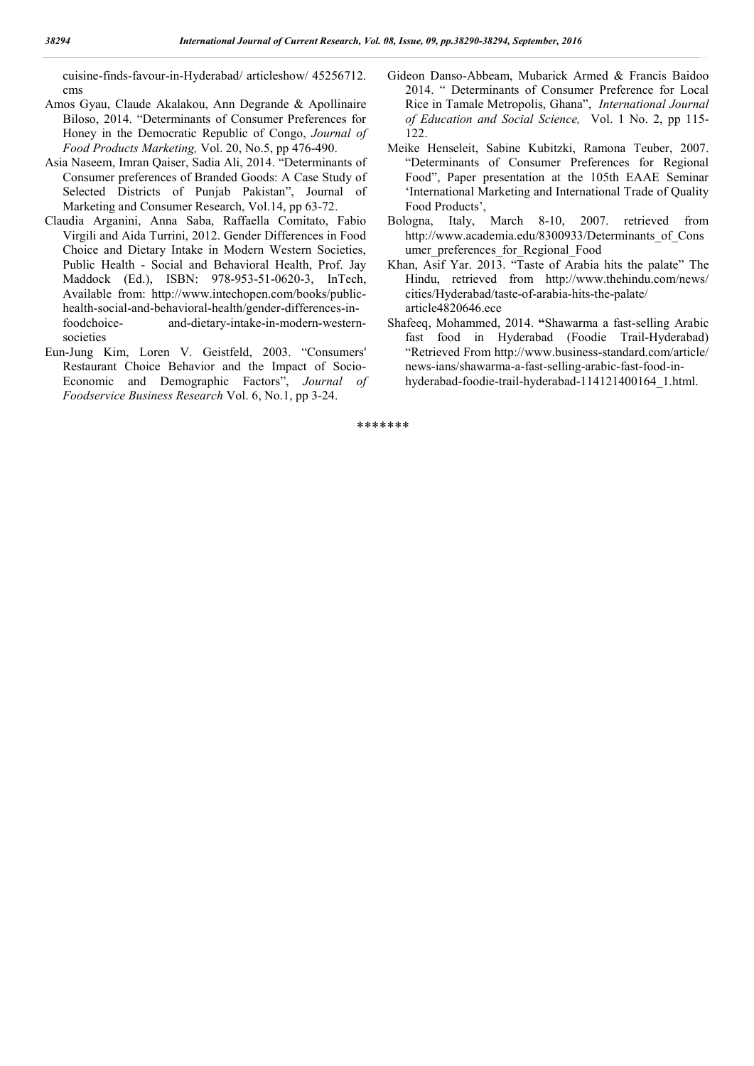cuisine-finds-favour-in-Hyderabad/ articleshow/ 45256712. cms

Amos Gyau, Claude Akalakou, Ann Degrande & Apollinaire Biloso, 2014. "Determinants of Consumer Preferences for Honey in the Democratic Republic of Congo, *Journal of Food Products Marketing,* Vol. 20, No.5, pp 476-490.

Asia Naseem, Imran Qaiser, Sadia Ali, 2014. "Determinants of Consumer preferences of Branded Goods: A Case Study of Selected Districts of Punjab Pakistan", Journal of Marketing and Consumer Research, Vol.14, pp 63-72.

Claudia Arganini, Anna Saba, Raffaella Comitato, Fabio Virgili and Aida Turrini, 2012. Gender Differences in Food Choice and Dietary Intake in Modern Western Societies, Public Health - Social and Behavioral Health, Prof. Jay Maddock (Ed.), ISBN: 978-953-51-0620-3, InTech, Available from: http://www.intechopen.com/books/public-health-social-and-behavioral-health/gender-differences-in-foodchoice- and-dietary-intake-in-modern-western-societies

Eun-Jung Kim, Loren V. Geistfeld, 2003. "Consumers' Restaurant Choice Behavior and the Impact of Socio-Economic and Demographic Factors", *Journal of Foodservice Business Research* Vol. 6, No.1, pp 3-24.

Gideon Danso-Abbeam, Mubarick Armed & Francis Baidoo 2014. " Determinants of Consumer Preference for Local Rice in Tamale Metropolis, Ghana", *International Journal of Education and Social Science,* Vol. 1 No. 2, pp 115-122.

Meike Henseleit, Sabine Kubitzki, Ramona Teuber, 2007. "Determinants of Consumer Preferences for Regional Food", Paper presentation at the 105th EAAE Seminar 'International Marketing and International Trade of Quality Food Products',

Bologna, Italy, March 8-10, 2007. retrieved from http://www.academia.edu/8300933/Determinants_of_Consumer_preferences_for_Regional_Food

Khan, Asif Yar. 2013. "Taste of Arabia hits the palate" The Hindu, retrieved from http://www.thehindu.com/news/cities/Hyderabad/taste-of-arabia-hits-the-palate/article4820646.ece

Shafeeq, Mohammed, 2014. **"**Shawarma a fast-selling Arabic fast food in Hyderabad (Foodie Trail-Hyderabad) "Retrieved From http://www.business-standard.com/article/news-ians/shawarma-a-fast-selling-arabic-fast-food-in-hyderabad-foodie-trail-hyderabad-114121400164_1.html.

*******